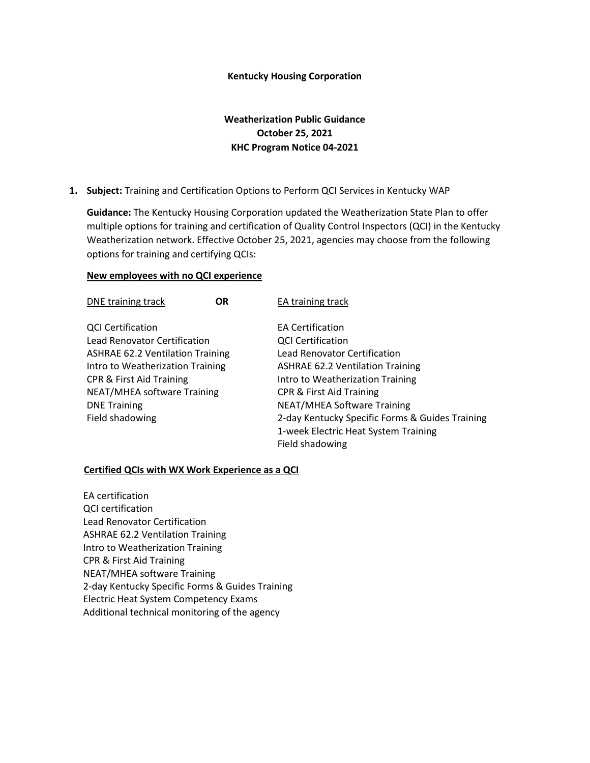**Kentucky Housing Corporation**

**Weatherization Public Guidance**
**October 25, 2021**
**KHC Program Notice 04-2021**

1. **Subject:** Training and Certification Options to Perform QCI Services in Kentucky WAP

   **Guidance:** The Kentucky Housing Corporation updated the Weatherization State Plan to offer multiple options for training and certification of Quality Control Inspectors (QCI) in the Kentucky Weatherization network. Effective October 25, 2021, agencies may choose from the following options for training and certifying QCIs:

   **New employees with no QCI experience**

| DNE training track | **OR** | EA training track |
| --- | --- | --- |
| QCI Certification | | EA Certification |
| Lead Renovator Certification | | QCI Certification |
| ASHRAE 62.2 Ventilation Training | | Lead Renovator Certification |
| Intro to Weatherization Training | | ASHRAE 62.2 Ventilation Training |
| CPR & First Aid Training | | Intro to Weatherization Training |
| NEAT/MHEA software Training | | CPR & First Aid Training |
| DNE Training | | NEAT/MHEA Software Training |
| Field shadowing | | 2-day Kentucky Specific Forms & Guides Training |
| | | 1-week Electric Heat System Training |
| | | Field shadowing |

   **Certified QCIs with WX Work Experience as a QCI**

   EA certification
   QCI certification
   Lead Renovator Certification
   ASHRAE 62.2 Ventilation Training
   Intro to Weatherization Training
   CPR & First Aid Training
   NEAT/MHEA software Training
   2-day Kentucky Specific Forms & Guides Training
   Electric Heat System Competency Exams
   Additional technical monitoring of the agency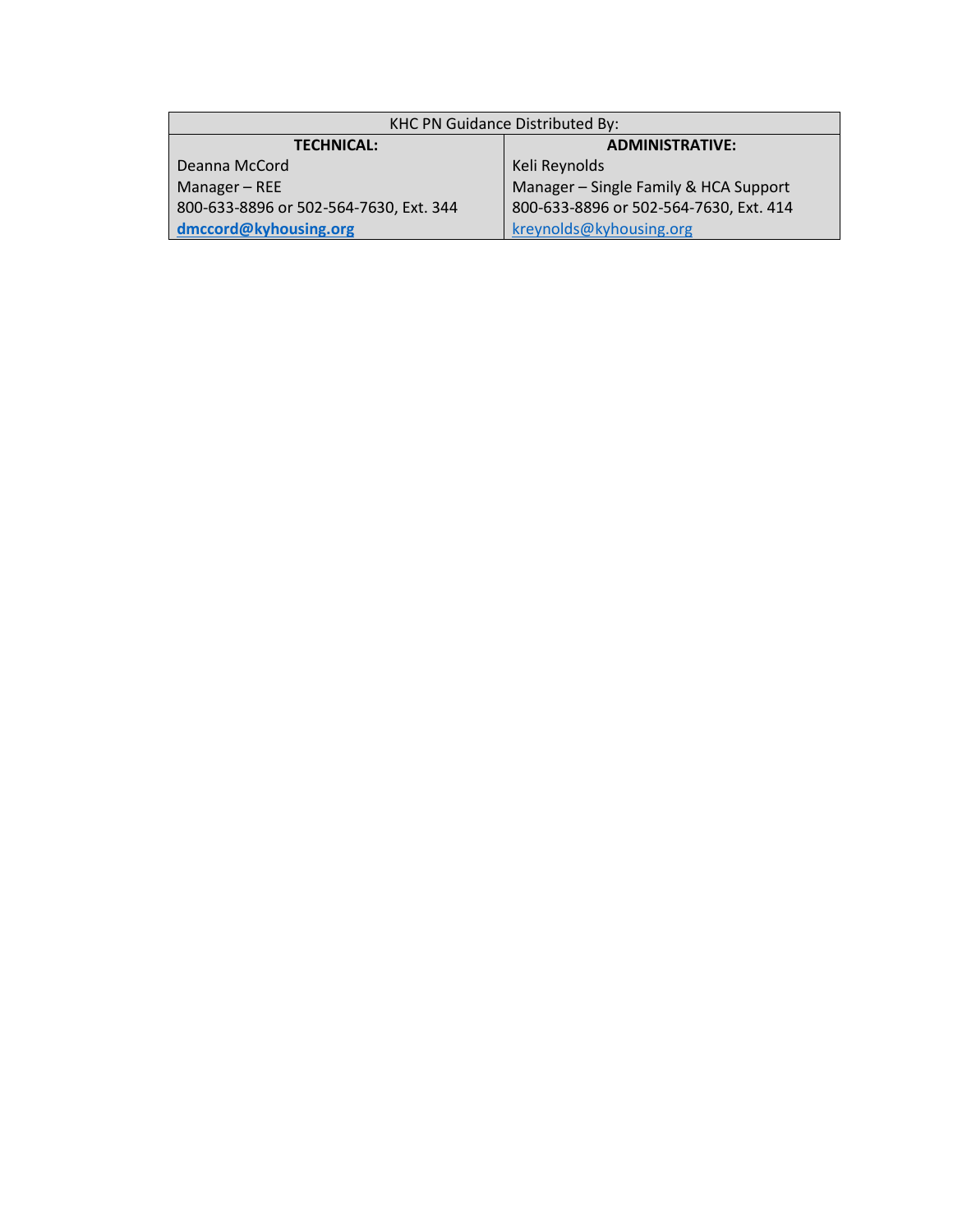| KHC PN Guidance Distributed By: | |
| --- | --- |
| **TECHNICAL:** | **ADMINISTRATIVE:** |
| Deanna McCord | Keli Reynolds |
| Manager – REE | Manager – Single Family & HCA Support |
| 800-633-8896 or 502-564-7630, Ext. 344 | 800-633-8896 or 502-564-7630, Ext. 414 |
| **dmccord@kyhousing.org** | kreynolds@kyhousing.org |